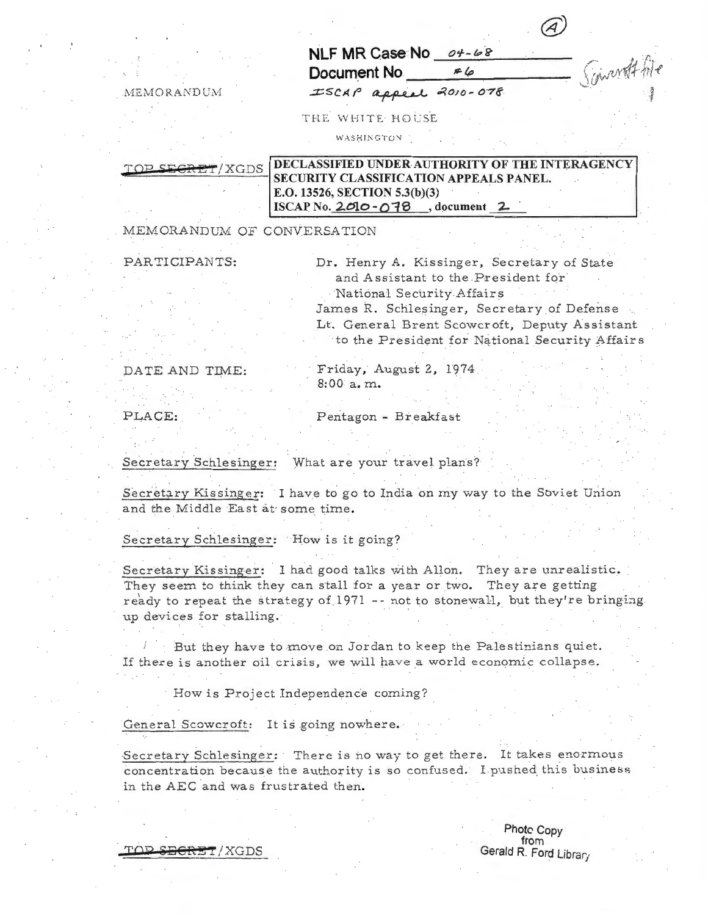(A)

**NLF MR Case No** 04-68
**Document No** #6
ISCAP appeal 2010-078

Scowcroft file

MEMORANDUM

THE WHITE HOUSE

WASHINGTON

~~TOP SECRET~~/XGDS

**DECLASSIFIED UNDER AUTHORITY OF THE INTERAGENCY SECURITY CLASSIFICATION APPEALS PANEL.**
**E.O. 13526, SECTION 5.3(b)(3)**
**ISCAP No. 2010-078, document 2**

MEMORANDUM OF CONVERSATION

PARTICIPANTS:

Dr. Henry A. Kissinger, Secretary of State and Assistant to the President for National Security Affairs

James R. Schlesinger, Secretary of Defense

Lt. General Brent Scowcroft, Deputy Assistant to the President for National Security Affairs

DATE AND TIME: Friday, August 2, 1974 8:00 a.m.

PLACE: Pentagon - Breakfast

Secretary Schlesinger: What are your travel plans?

Secretary Kissinger: I have to go to India on my way to the Soviet Union and the Middle East at some time.

Secretary Schlesinger: How is it going?

Secretary Kissinger: I had good talks with Allon. They are unrealistic. They seem to think they can stall for a year or two. They are getting ready to repeat the strategy of 1971 -- not to stonewall, but they're bringing up devices for stalling.

But they have to move on Jordan to keep the Palestinians quiet. If there is another oil crisis, we will have a world economic collapse.

How is Project Independence coming?

General Scowcroft: It is going nowhere.

Secretary Schlesinger: There is no way to get there. It takes enormous concentration because the authority is so confused. I pushed this business in the AEC and was frustrated then.

~~TOP SECRET~~/XGDS

Photo Copy from Gerald R. Ford Library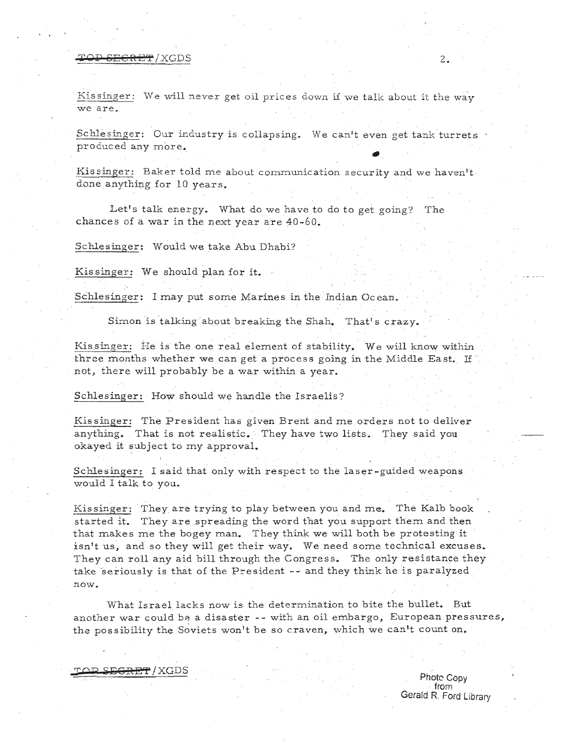Kissinger: We will never get oil prices down if we talk about it the way we are.

Schlesinger: Our industry is collapsing. We can't even get tank turrets produced any more.

Kissinger: Baker told me about communication security and we haven't done anything for 10 years.

Let's talk energy. What do we have to do to get going? The chances of a war in the next year are 40-60.

Schlesinger: Would we take Abu Dhabi?

Kissinger: We should plan for it.

Schlesinger: I may put some Marines in the Indian Ocean.

Simon is talking about breaking the Shah. That's crazy.

Kissinger: He is the one real element of stability. We will know within three months whether we can get a process going in the Middle East. If not, there will probably be a war within a year.

Schlesinger: How should we handle the Israelis?

Kissinger: The President has given Brent and me orders not to deliver anything. That is not realistic. They have two lists. They said you okayed it subject to my approval.

Schlesinger: I said that only with respect to the laser-guided weapons would I talk to you.

Kissinger: They are trying to play between you and me. The Kalb book started it. They are spreading the word that you support them and then that makes me the bogey man. They think we will both be protesting it isn't us, and so they will get their way. We need some technical excuses. They can roll any aid bill through the Congress. The only resistance they take seriously is that of the President -- and they think he is paralyzed now.

What Israel lacks now is the determination to bite the bullet. But another war could be a disaster -- with an oil embargo, European pressures, the possibility the Soviets won't be so craven, which we can't count on.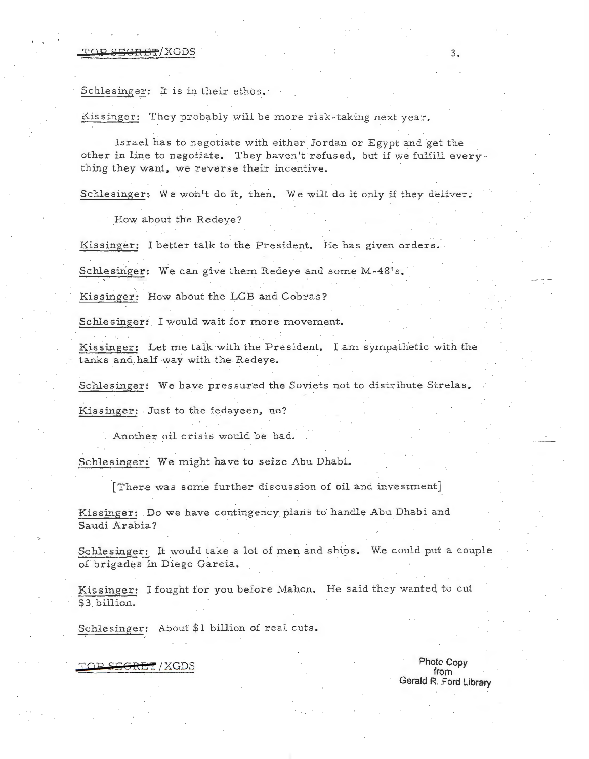Schlesinger: It is in their ethos.

Kissinger: They probably will be more risk-taking next year.

Israel has to negotiate with either Jordan or Egypt and get the other in line to negotiate. They haven't refused, but if we fulfill everything they want, we reverse their incentive.

Schlesinger: We won't do it, then. We will do it only if they deliver.

How about the Redeye?

Kissinger: I better talk to the President. He has given orders.

Schlesinger: We can give them Redeye and some M-48's.

Kissinger: How about the LGB and Cobras?

Schlesinger: I would wait for more movement.

Kissinger: Let me talk with the President. I am sympathetic with the tanks and half way with the Redeye.

Schlesinger: We have pressured the Soviets not to distribute Strelas.

Kissinger: Just to the fedayeen, no?

Another oil crisis would be bad.

Schlesinger: We might have to seize Abu Dhabi.

[There was some further discussion of oil and investment]

Kissinger: Do we have contingency plans to handle Abu Dhabi and Saudi Arabia?

Schlesinger: It would take a lot of men and ships. We could put a couple of brigades in Diego Garcia.

Kissinger: I fought for you before Mahon. He said they wanted to cut $3 billion.

Schlesinger: About $1 billion of real cuts.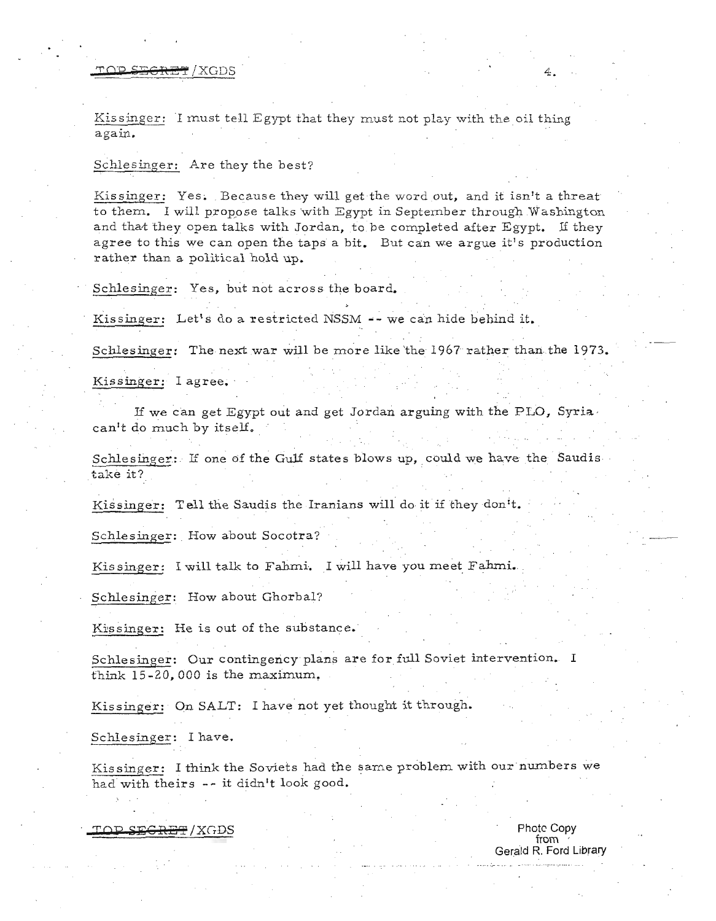Kissinger: I must tell Egypt that they must not play with the oil thing again.

Schlesinger: Are they the best?

Kissinger: Yes. Because they will get the word out, and it isn't a threat to them. I will propose talks with Egypt in September through Washington and that they open talks with Jordan, to be completed after Egypt. If they agree to this we can open the taps a bit. But can we argue it's production rather than a political hold up.

Schlesinger: Yes, but not across the board.

Kissinger: Let's do a restricted NSSM -- we can hide behind it.

Schlesinger: The next war will be more like the 1967 rather than the 1973.

Kissinger: I agree.

If we can get Egypt out and get Jordan arguing with the PLO, Syria can't do much by itself.

Schlesinger: If one of the Gulf states blows up, could we have the Saudis take it?

Kissinger: Tell the Saudis the Iranians will do it if they don't.

Schlesinger: How about Socotra?

Kissinger: I will talk to Fahmi. I will have you meet Fahmi.

Schlesinger: How about Ghorbal?

Kissinger: He is out of the substance.

Schlesinger: Our contingency plans are for full Soviet intervention. I think 15-20,000 is the maximum.

Kissinger: On SALT: I have not yet thought it through.

Schlesinger: I have.

Kissinger: I think the Soviets had the same problem with our numbers we had with theirs -- it didn't look good.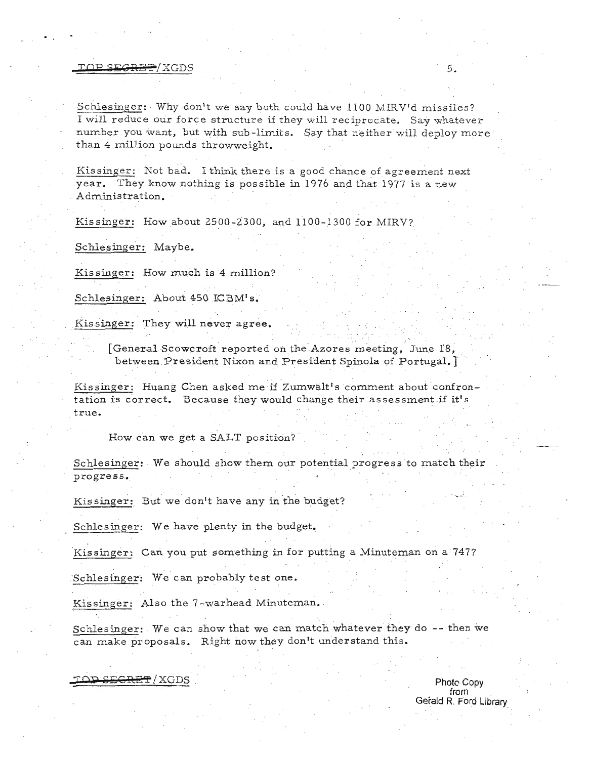Schlesinger: Why don't we say both could have 1100 MIRV'd missiles? I will reduce our force structure if they will reciprocate. Say whatever number you want, but with sub-limits. Say that neither will deploy more than 4 million pounds throwweight.

Kissinger: Not bad. I think there is a good chance of agreement next year. They know nothing is possible in 1976 and that 1977 is a new Administration.

Kissinger: How about 2500-2300, and 1100-1300 for MIRV?

Schlesinger: Maybe.

Kissinger: How much is 4 million?

Schlesinger: About 450 ICBM's.

Kissinger: They will never agree.

> [General Scowcroft reported on the Azores meeting, June 18, between President Nixon and President Spinola of Portugal.]

Kissinger: Huang Chen asked me if Zumwalt's comment about confrontation is correct. Because they would change their assessment if it's true.

How can we get a SALT position?

Schlesinger: We should show them our potential progress to match their progress.

Kissinger: But we don't have any in the budget?

Schlesinger: We have plenty in the budget.

Kissinger: Can you put something in for putting a Minuteman on a 747?

Schlesinger: We can probably test one.

Kissinger: Also the 7-warhead Minuteman.

Schlesinger: We can show that we can match whatever they do -- then we can make proposals. Right now they don't understand this.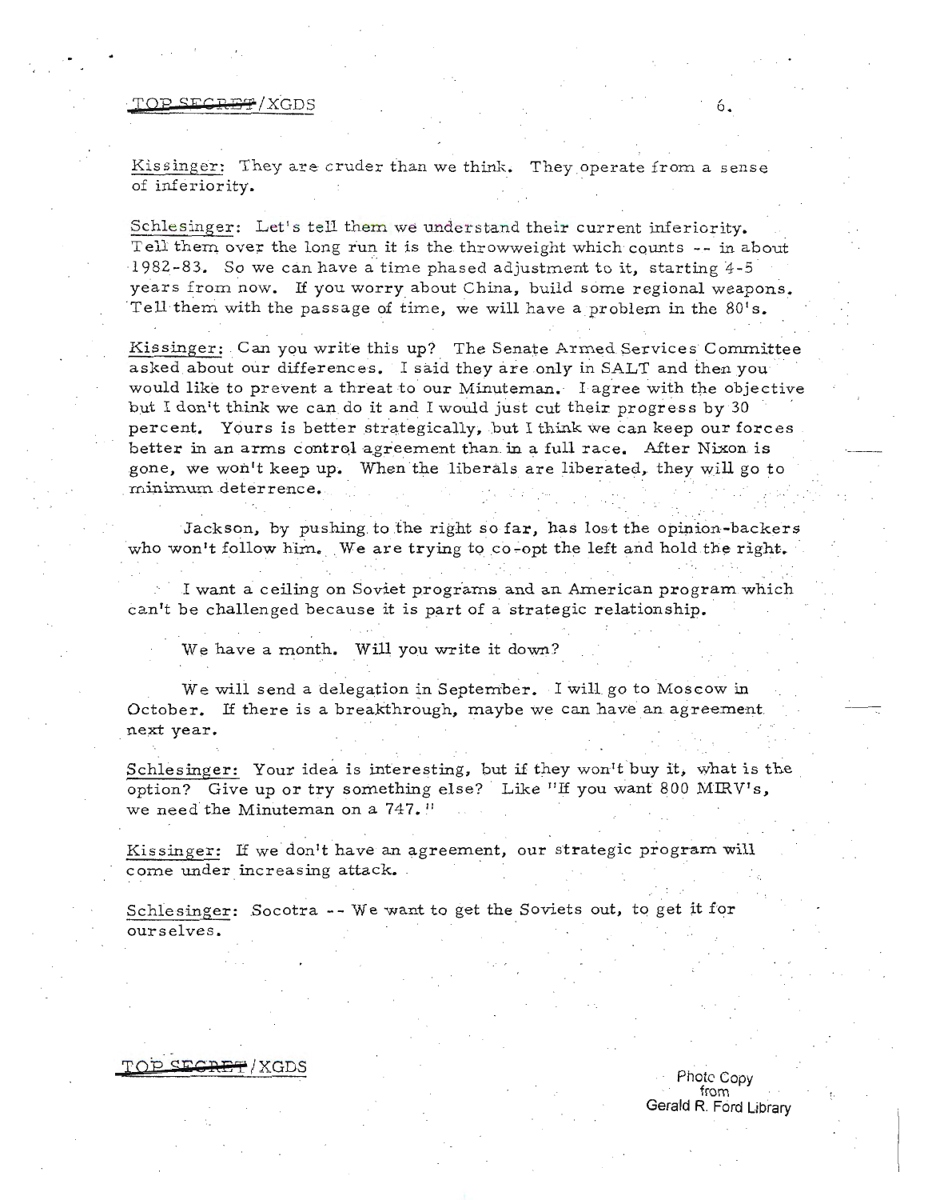Kissinger: They are cruder than we think. They operate from a sense of inferiority.

Schlesinger: Let's tell them we understand their current inferiority. Tell them over the long run it is the throwweight which counts -- in about 1982-83. So we can have a time phased adjustment to it, starting 4-5 years from now. If you worry about China, build some regional weapons. Tell them with the passage of time, we will have a problem in the 80's.

Kissinger: Can you write this up? The Senate Armed Services Committee asked about our differences. I said they are only in SALT and then you would like to prevent a threat to our Minuteman. I agree with the objective but I don't think we can do it and I would just cut their progress by 30 percent. Yours is better strategically, but I think we can keep our forces better in an arms control agreement than in a full race. After Nixon is gone, we won't keep up. When the liberals are liberated, they will go to minimum deterrence.

Jackson, by pushing to the right so far, has lost the opinion-backers who won't follow him. We are trying to co-opt the left and hold the right.

I want a ceiling on Soviet programs and an American program which can't be challenged because it is part of a strategic relationship.

We have a month. Will you write it down?

We will send a delegation in September. I will go to Moscow in October. If there is a breakthrough, maybe we can have an agreement next year.

Schlesinger: Your idea is interesting, but if they won't buy it, what is the option? Give up or try something else? Like "If you want 800 MIRV's, we need the Minuteman on a 747."

Kissinger: If we don't have an agreement, our strategic program will come under increasing attack.

Schlesinger: Socotra -- We want to get the Soviets out, to get it for ourselves.

Photo Copy from Gerald R. Ford Library